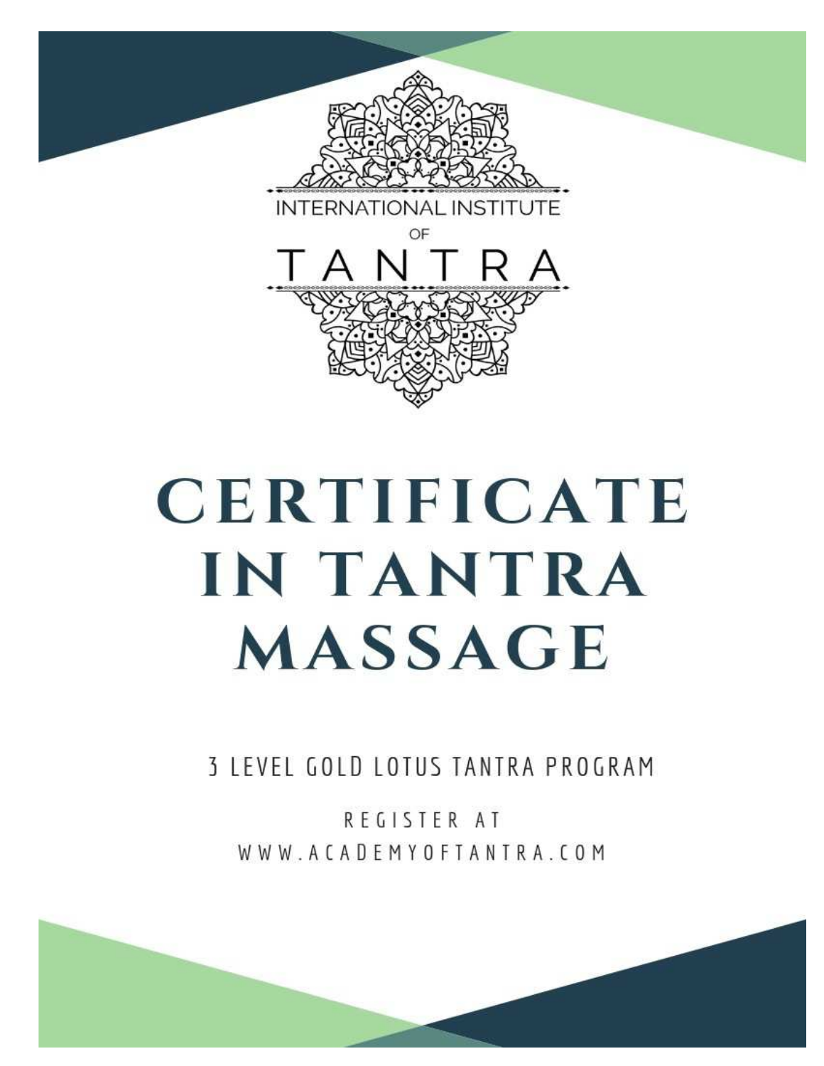INTERNATIONAL INSTITUTE

OF

TANTRA

# CERTIFICATE IN TANTRA MASSAGE

3 LEVEL GOLD LOTUS TANTRA PROGRAM

REGISTER AT
WWW.ACADEMYOFTANTRA.COM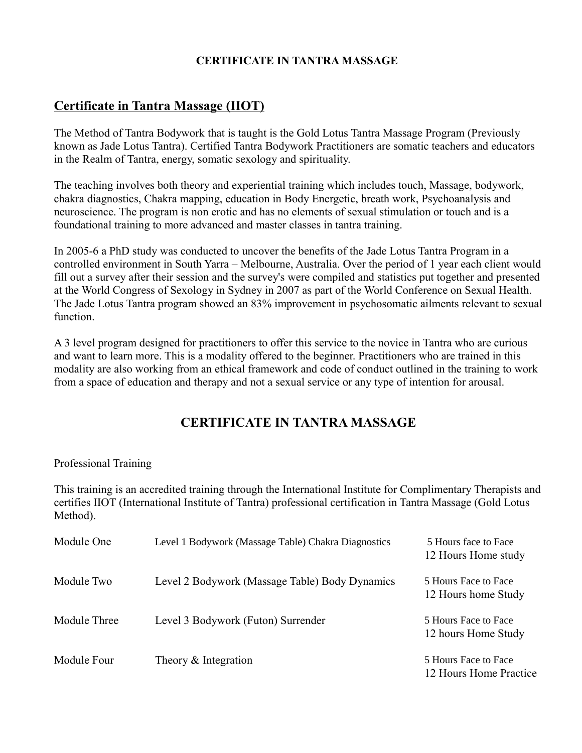**CERTIFICATE IN TANTRA MASSAGE**

## Certificate in Tantra Massage (IIOT)

The Method of Tantra Bodywork that is taught is the Gold Lotus Tantra Massage Program (Previously known as Jade Lotus Tantra). Certified Tantra Bodywork Practitioners are somatic teachers and educators in the Realm of Tantra, energy, somatic sexology and spirituality.

The teaching involves both theory and experiential training which includes touch, Massage, bodywork, chakra diagnostics, Chakra mapping, education in Body Energetic, breath work, Psychoanalysis and neuroscience. The program is non erotic and has no elements of sexual stimulation or touch and is a foundational training to more advanced and master classes in tantra training.

In 2005-6 a PhD study was conducted to uncover the benefits of the Jade Lotus Tantra Program in a controlled environment in South Yarra – Melbourne, Australia. Over the period of 1 year each client would fill out a survey after their session and the survey's were compiled and statistics put together and presented at the World Congress of Sexology in Sydney in 2007 as part of the World Conference on Sexual Health. The Jade Lotus Tantra program showed an 83% improvement in psychosomatic ailments relevant to sexual function.

A 3 level program designed for practitioners to offer this service to the novice in Tantra who are curious and want to learn more. This is a modality offered to the beginner. Practitioners who are trained in this modality are also working from an ethical framework and code of conduct outlined in the training to work from a space of education and therapy and not a sexual service or any type of intention for arousal.

## CERTIFICATE IN TANTRA MASSAGE

Professional Training

This training is an accredited training through the International Institute for Complimentary Therapists and certifies IIOT (International Institute of Tantra) professional certification in Tantra Massage (Gold Lotus Method).

| | | |
|---|---|---|
| Module One | Level 1 Bodywork (Massage Table) Chakra Diagnostics | 5 Hours face to Face<br>12 Hours Home study |
| Module Two | Level 2 Bodywork (Massage Table) Body Dynamics | 5 Hours Face to Face<br>12 Hours home Study |
| Module Three | Level 3 Bodywork (Futon) Surrender | 5 Hours Face to Face<br>12 hours Home Study |
| Module Four | Theory & Integration | 5 Hours Face to Face<br>12 Hours Home Practice |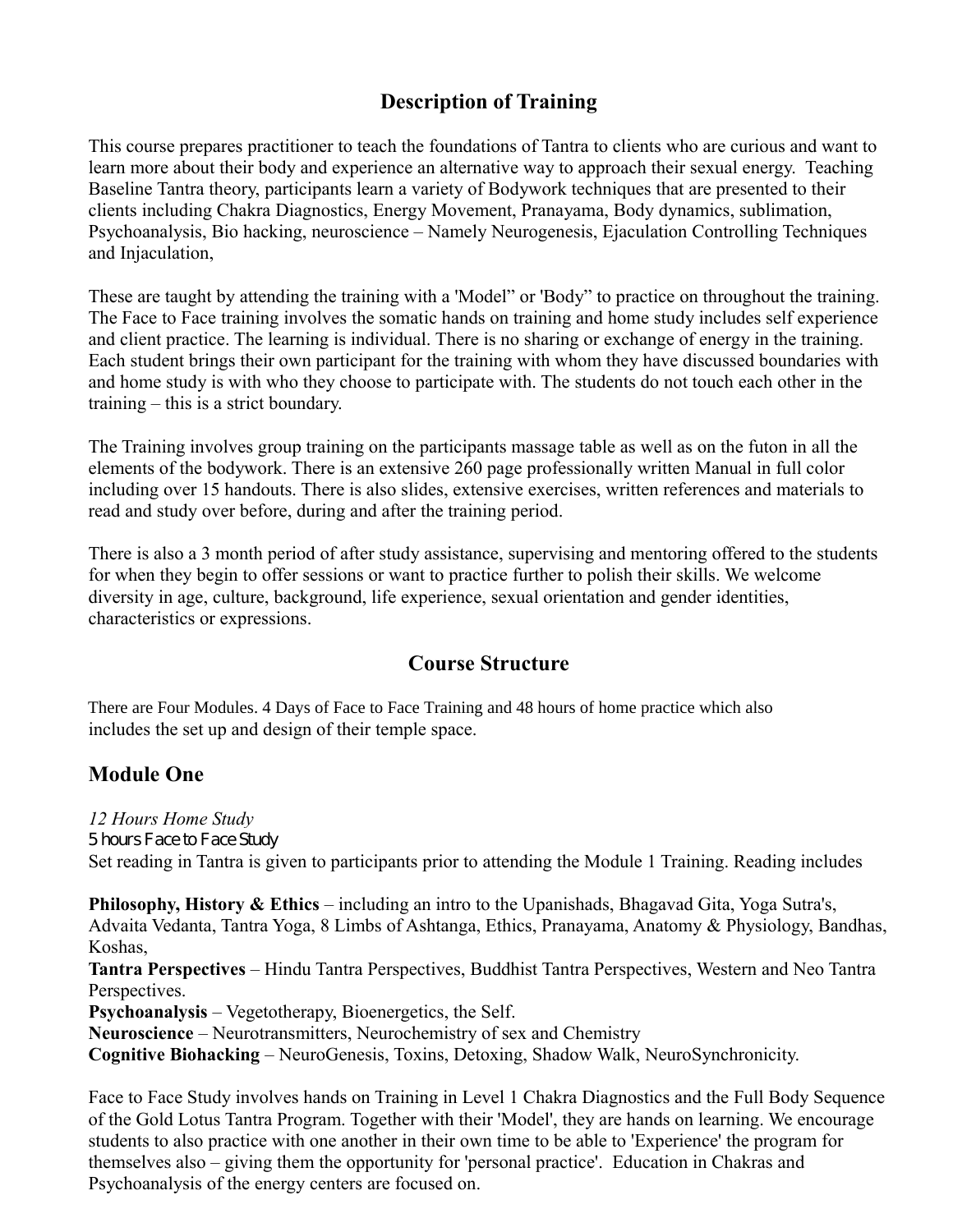## Description of Training

This course prepares practitioner to teach the foundations of Tantra to clients who are curious and want to learn more about their body and experience an alternative way to approach their sexual energy. Teaching Baseline Tantra theory, participants learn a variety of Bodywork techniques that are presented to their clients including Chakra Diagnostics, Energy Movement, Pranayama, Body dynamics, sublimation, Psychoanalysis, Bio hacking, neuroscience – Namely Neurogenesis, Ejaculation Controlling Techniques and Injaculation,

These are taught by attending the training with a 'Model" or 'Body" to practice on throughout the training. The Face to Face training involves the somatic hands on training and home study includes self experience and client practice. The learning is individual. There is no sharing or exchange of energy in the training. Each student brings their own participant for the training with whom they have discussed boundaries with and home study is with who they choose to participate with. The students do not touch each other in the training – this is a strict boundary.

The Training involves group training on the participants massage table as well as on the futon in all the elements of the bodywork. There is an extensive 260 page professionally written Manual in full color including over 15 handouts. There is also slides, extensive exercises, written references and materials to read and study over before, during and after the training period.

There is also a 3 month period of after study assistance, supervising and mentoring offered to the students for when they begin to offer sessions or want to practice further to polish their skills. We welcome diversity in age, culture, background, life experience, sexual orientation and gender identities, characteristics or expressions.

## Course Structure

There are Four Modules. 4 Days of Face to Face Training and 48 hours of home practice which also includes the set up and design of their temple space.

### Module One

*12 Hours Home Study*
5 hours Face to Face Study
Set reading in Tantra is given to participants prior to attending the Module 1 Training. Reading includes

**Philosophy, History & Ethics** – including an intro to the Upanishads, Bhagavad Gita, Yoga Sutra's, Advaita Vedanta, Tantra Yoga, 8 Limbs of Ashtanga, Ethics, Pranayama, Anatomy & Physiology, Bandhas, Koshas,
**Tantra Perspectives** – Hindu Tantra Perspectives, Buddhist Tantra Perspectives, Western and Neo Tantra Perspectives.
**Psychoanalysis** – Vegetotherapy, Bioenergetics, the Self.
**Neuroscience** – Neurotransmitters, Neurochemistry of sex and Chemistry
**Cognitive Biohacking** – NeuroGenesis, Toxins, Detoxing, Shadow Walk, NeuroSynchronicity.

Face to Face Study involves hands on Training in Level 1 Chakra Diagnostics and the Full Body Sequence of the Gold Lotus Tantra Program. Together with their 'Model', they are hands on learning. We encourage students to also practice with one another in their own time to be able to 'Experience' the program for themselves also – giving them the opportunity for 'personal practice'. Education in Chakras and Psychoanalysis of the energy centers are focused on.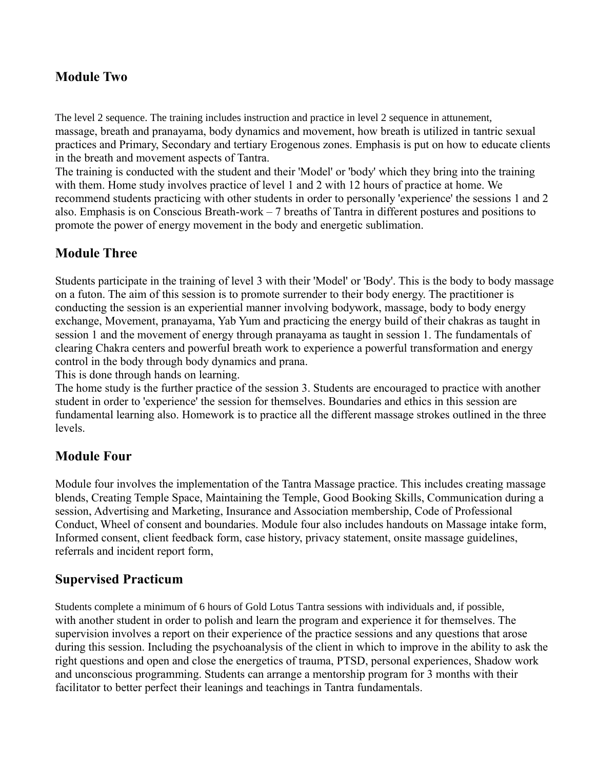## Module Two

The level 2 sequence. The training includes instruction and practice in level 2 sequence in attunement, massage, breath and pranayama, body dynamics and movement, how breath is utilized in tantric sexual practices and Primary, Secondary and tertiary Erogenous zones. Emphasis is put on how to educate clients in the breath and movement aspects of Tantra.
The training is conducted with the student and their 'Model' or 'body' which they bring into the training with them. Home study involves practice of level 1 and 2 with 12 hours of practice at home. We recommend students practicing with other students in order to personally 'experience' the sessions 1 and 2 also. Emphasis is on Conscious Breath-work – 7 breaths of Tantra in different postures and positions to promote the power of energy movement in the body and energetic sublimation.

## Module Three

Students participate in the training of level 3 with their 'Model' or 'Body'. This is the body to body massage on a futon. The aim of this session is to promote surrender to their body energy. The practitioner is conducting the session is an experiential manner involving bodywork, massage, body to body energy exchange, Movement, pranayama, Yab Yum and practicing the energy build of their chakras as taught in session 1 and the movement of energy through pranayama as taught in session 1. The fundamentals of clearing Chakra centers and powerful breath work to experience a powerful transformation and energy control in the body through body dynamics and prana.
This is done through hands on learning.
The home study is the further practice of the session 3. Students are encouraged to practice with another student in order to 'experience' the session for themselves. Boundaries and ethics in this session are fundamental learning also. Homework is to practice all the different massage strokes outlined in the three levels.

## Module Four

Module four involves the implementation of the Tantra Massage practice. This includes creating massage blends, Creating Temple Space, Maintaining the Temple, Good Booking Skills, Communication during a session, Advertising and Marketing, Insurance and Association membership, Code of Professional Conduct, Wheel of consent and boundaries. Module four also includes handouts on Massage intake form, Informed consent, client feedback form, case history, privacy statement, onsite massage guidelines, referrals and incident report form,

## Supervised Practicum

Students complete a minimum of 6 hours of Gold Lotus Tantra sessions with individuals and, if possible, with another student in order to polish and learn the program and experience it for themselves. The supervision involves a report on their experience of the practice sessions and any questions that arose during this session. Including the psychoanalysis of the client in which to improve in the ability to ask the right questions and open and close the energetics of trauma, PTSD, personal experiences, Shadow work and unconscious programming. Students can arrange a mentorship program for 3 months with their facilitator to better perfect their leanings and teachings in Tantra fundamentals.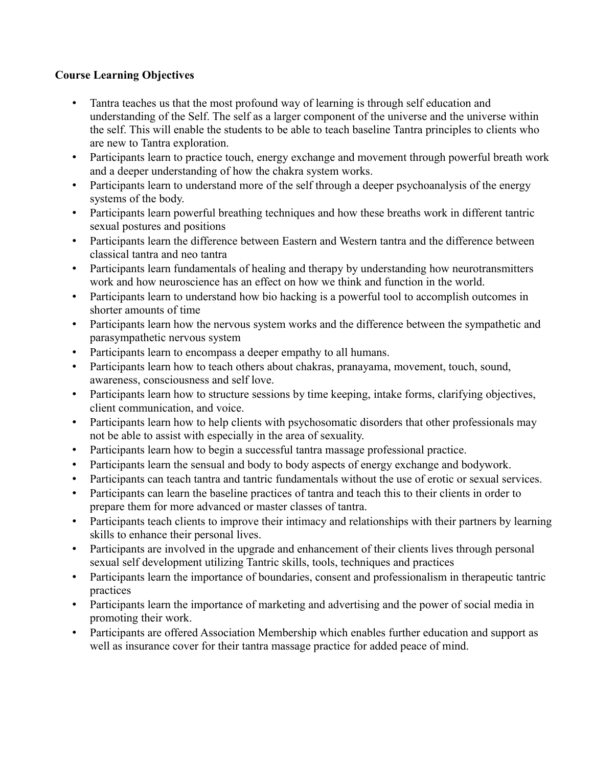**Course Learning Objectives**

- Tantra teaches us that the most profound way of learning is through self education and understanding of the Self. The self as a larger component of the universe and the universe within the self. This will enable the students to be able to teach baseline Tantra principles to clients who are new to Tantra exploration.
- Participants learn to practice touch, energy exchange and movement through powerful breath work and a deeper understanding of how the chakra system works.
- Participants learn to understand more of the self through a deeper psychoanalysis of the energy systems of the body.
- Participants learn powerful breathing techniques and how these breaths work in different tantric sexual postures and positions
- Participants learn the difference between Eastern and Western tantra and the difference between classical tantra and neo tantra
- Participants learn fundamentals of healing and therapy by understanding how neurotransmitters work and how neuroscience has an effect on how we think and function in the world.
- Participants learn to understand how bio hacking is a powerful tool to accomplish outcomes in shorter amounts of time
- Participants learn how the nervous system works and the difference between the sympathetic and parasympathetic nervous system
- Participants learn to encompass a deeper empathy to all humans.
- Participants learn how to teach others about chakras, pranayama, movement, touch, sound, awareness, consciousness and self love.
- Participants learn how to structure sessions by time keeping, intake forms, clarifying objectives, client communication, and voice.
- Participants learn how to help clients with psychosomatic disorders that other professionals may not be able to assist with especially in the area of sexuality.
- Participants learn how to begin a successful tantra massage professional practice.
- Participants learn the sensual and body to body aspects of energy exchange and bodywork.
- Participants can teach tantra and tantric fundamentals without the use of erotic or sexual services.
- Participants can learn the baseline practices of tantra and teach this to their clients in order to prepare them for more advanced or master classes of tantra.
- Participants teach clients to improve their intimacy and relationships with their partners by learning skills to enhance their personal lives.
- Participants are involved in the upgrade and enhancement of their clients lives through personal sexual self development utilizing Tantric skills, tools, techniques and practices
- Participants learn the importance of boundaries, consent and professionalism in therapeutic tantric practices
- Participants learn the importance of marketing and advertising and the power of social media in promoting their work.
- Participants are offered Association Membership which enables further education and support as well as insurance cover for their tantra massage practice for added peace of mind.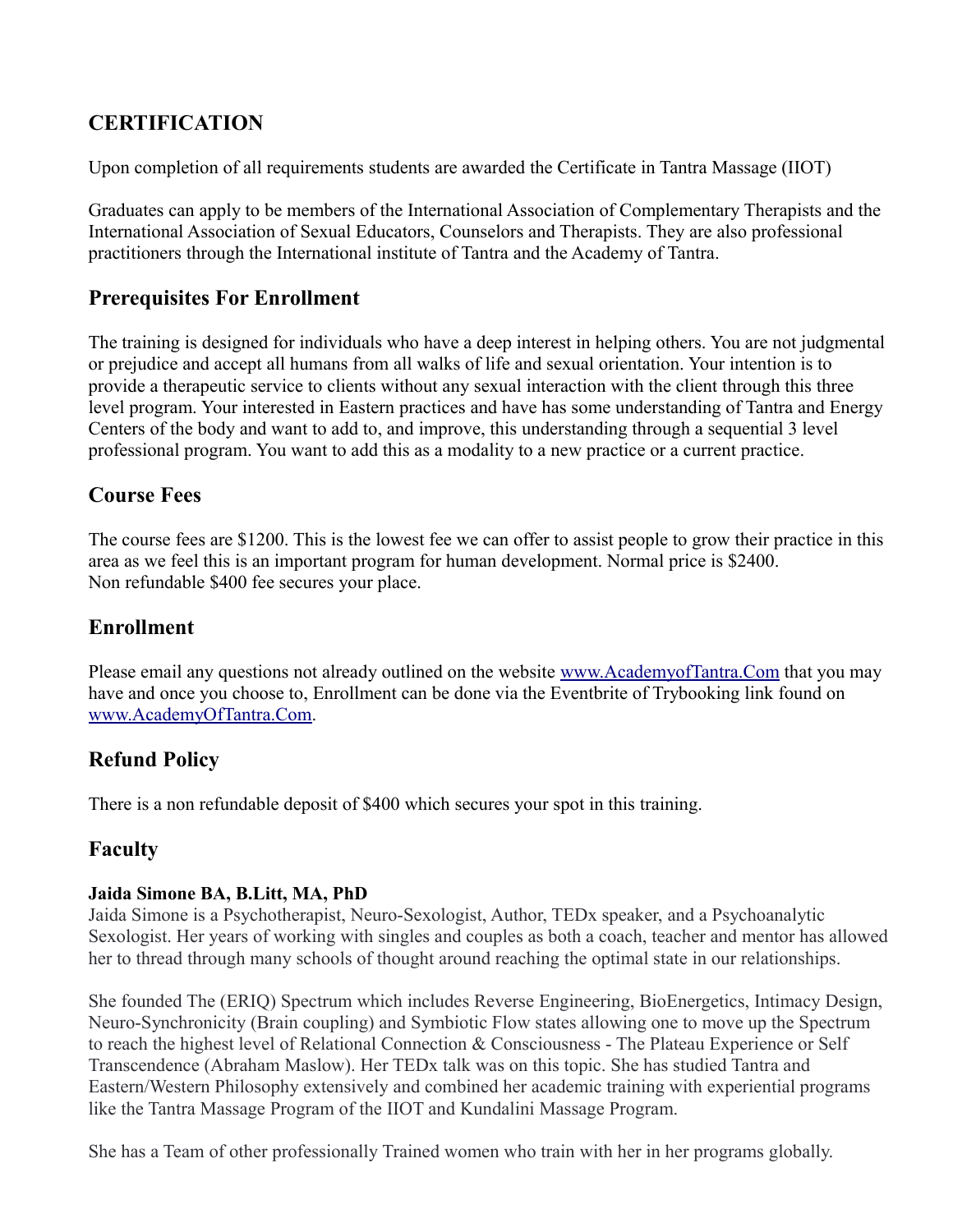## CERTIFICATION

Upon completion of all requirements students are awarded the Certificate in Tantra Massage (IIOT)

Graduates can apply to be members of the International Association of Complementary Therapists and the International Association of Sexual Educators, Counselors and Therapists. They are also professional practitioners through the International institute of Tantra and the Academy of Tantra.

### Prerequisites For Enrollment

The training is designed for individuals who have a deep interest in helping others. You are not judgmental or prejudice and accept all humans from all walks of life and sexual orientation. Your intention is to provide a therapeutic service to clients without any sexual interaction with the client through this three level program. Your interested in Eastern practices and have has some understanding of Tantra and Energy Centers of the body and want to add to, and improve, this understanding through a sequential 3 level professional program. You want to add this as a modality to a new practice or a current practice.

### Course Fees

The course fees are $1200. This is the lowest fee we can offer to assist people to grow their practice in this area as we feel this is an important program for human development. Normal price is $2400.
Non refundable $400 fee secures your place.

### Enrollment

Please email any questions not already outlined on the website [www.AcademyofTantra.Com](http://www.AcademyofTantra.Com) that you may have and once you choose to, Enrollment can be done via the Eventbrite of Trybooking link found on [www.AcademyOfTantra.Com](http://www.AcademyOfTantra.Com).

### Refund Policy

There is a non refundable deposit of $400 which secures your spot in this training.

### Faculty

**Jaida Simone BA, B.Litt, MA, PhD**
Jaida Simone is a Psychotherapist, Neuro-Sexologist, Author, TEDx speaker, and a Psychoanalytic Sexologist. Her years of working with singles and couples as both a coach, teacher and mentor has allowed her to thread through many schools of thought around reaching the optimal state in our relationships.

She founded The (ERIQ) Spectrum which includes Reverse Engineering, BioEnergetics, Intimacy Design, Neuro-Synchronicity (Brain coupling) and Symbiotic Flow states allowing one to move up the Spectrum to reach the highest level of Relational Connection & Consciousness - The Plateau Experience or Self Transcendence (Abraham Maslow). Her TEDx talk was on this topic. She has studied Tantra and Eastern/Western Philosophy extensively and combined her academic training with experiential programs like the Tantra Massage Program of the IIOT and Kundalini Massage Program.

She has a Team of other professionally Trained women who train with her in her programs globally.